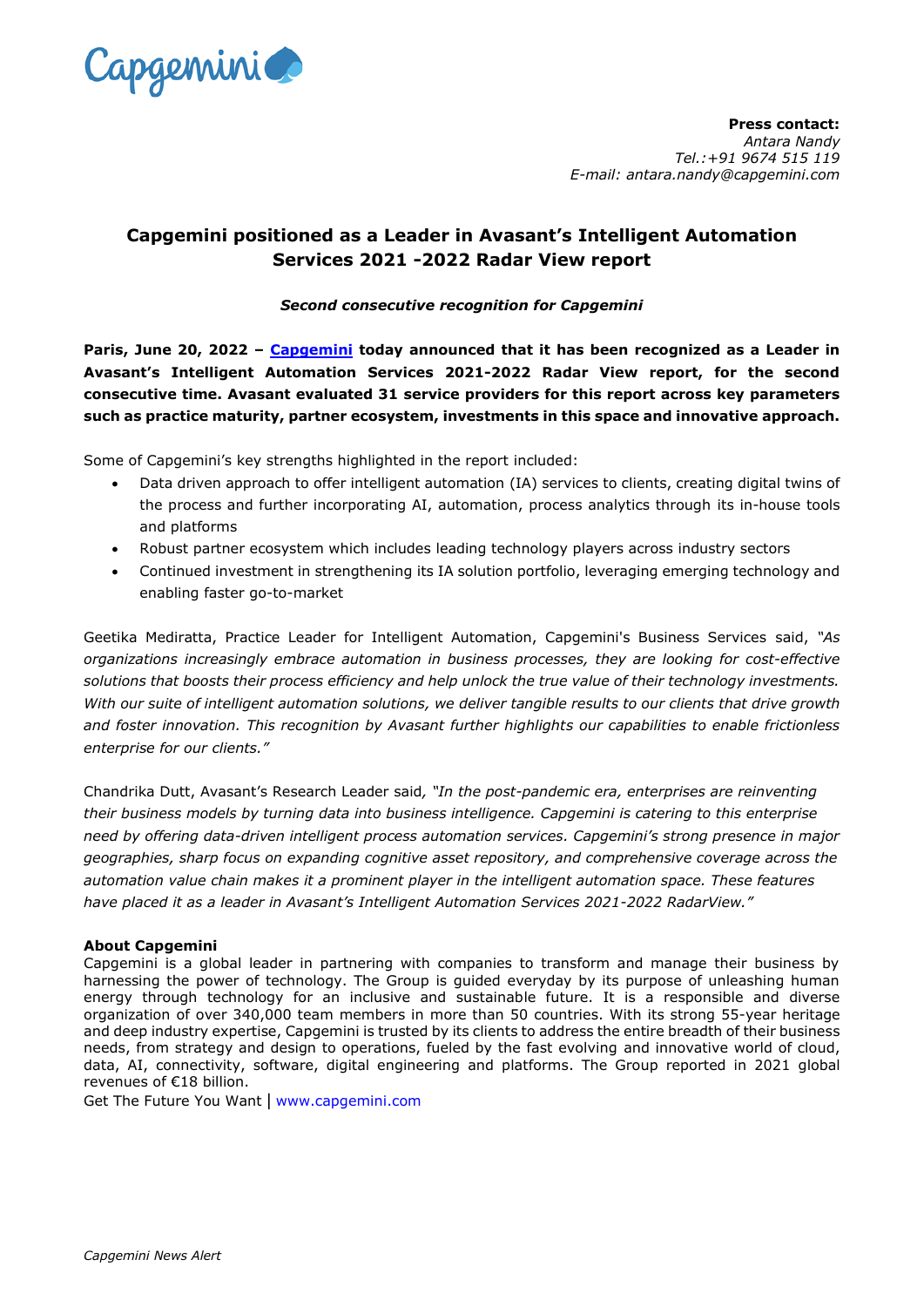**Press contact:**
*Antara Nandy*
*Tel.:+91 9674 515 119*
*E-mail: antara.nandy@capgemini.com*

# Capgemini positioned as a Leader in Avasant's Intelligent Automation Services 2021 -2022 Radar View report

***Second consecutive recognition for Capgemini***

**Paris, June 20, 2022 – [Capgemini](https://www.capgemini.com) today announced that it has been recognized as a Leader in Avasant's Intelligent Automation Services 2021-2022 Radar View report, for the second consecutive time. Avasant evaluated 31 service providers for this report across key parameters such as practice maturity, partner ecosystem, investments in this space and innovative approach.**

Some of Capgemini's key strengths highlighted in the report included:

- Data driven approach to offer intelligent automation (IA) services to clients, creating digital twins of the process and further incorporating AI, automation, process analytics through its in-house tools and platforms
- Robust partner ecosystem which includes leading technology players across industry sectors
- Continued investment in strengthening its IA solution portfolio, leveraging emerging technology and enabling faster go-to-market

Geetika Mediratta, Practice Leader for Intelligent Automation, Capgemini's Business Services said, *"As organizations increasingly embrace automation in business processes, they are looking for cost-effective solutions that boosts their process efficiency and help unlock the true value of their technology investments. With our suite of intelligent automation solutions, we deliver tangible results to our clients that drive growth and foster innovation. This recognition by Avasant further highlights our capabilities to enable frictionless enterprise for our clients."*

Chandrika Dutt, Avasant's Research Leader said*, "In the post-pandemic era, enterprises are reinventing their business models by turning data into business intelligence. Capgemini is catering to this enterprise need by offering data-driven intelligent process automation services. Capgemini's strong presence in major geographies, sharp focus on expanding cognitive asset repository, and comprehensive coverage across the automation value chain makes it a prominent player in the intelligent automation space. These features have placed it as a leader in Avasant's Intelligent Automation Services 2021-2022 RadarView."*

**About Capgemini**
Capgemini is a global leader in partnering with companies to transform and manage their business by harnessing the power of technology. The Group is guided everyday by its purpose of unleashing human energy through technology for an inclusive and sustainable future. It is a responsible and diverse organization of over 340,000 team members in more than 50 countries. With its strong 55-year heritage and deep industry expertise, Capgemini is trusted by its clients to address the entire breadth of their business needs, from strategy and design to operations, fueled by the fast evolving and innovative world of cloud, data, AI, connectivity, software, digital engineering and platforms. The Group reported in 2021 global revenues of €18 billion.
Get The Future You Want | www.capgemini.com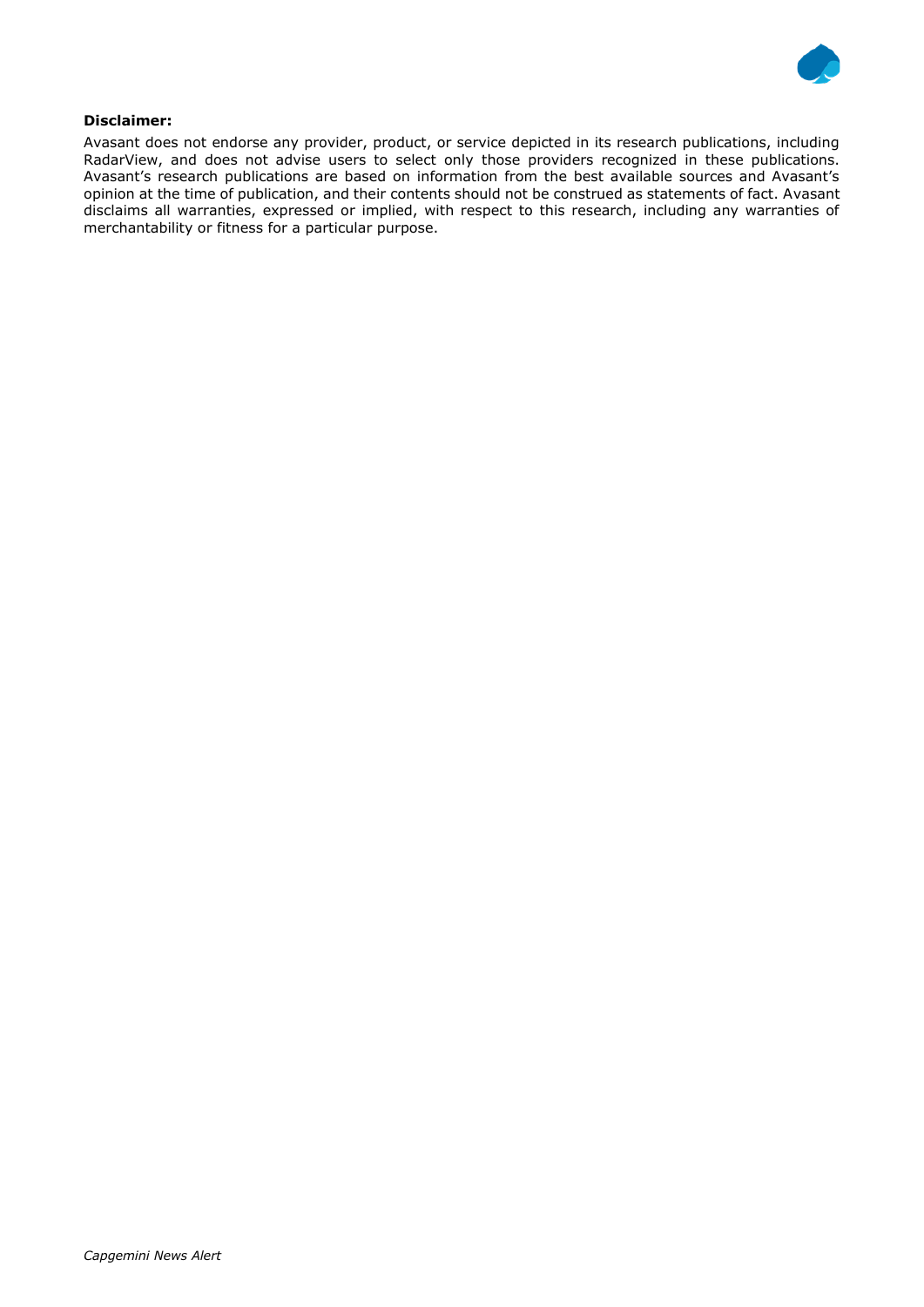**Disclaimer:**

Avasant does not endorse any provider, product, or service depicted in its research publications, including RadarView, and does not advise users to select only those providers recognized in these publications. Avasant's research publications are based on information from the best available sources and Avasant's opinion at the time of publication, and their contents should not be construed as statements of fact. Avasant disclaims all warranties, expressed or implied, with respect to this research, including any warranties of merchantability or fitness for a particular purpose.